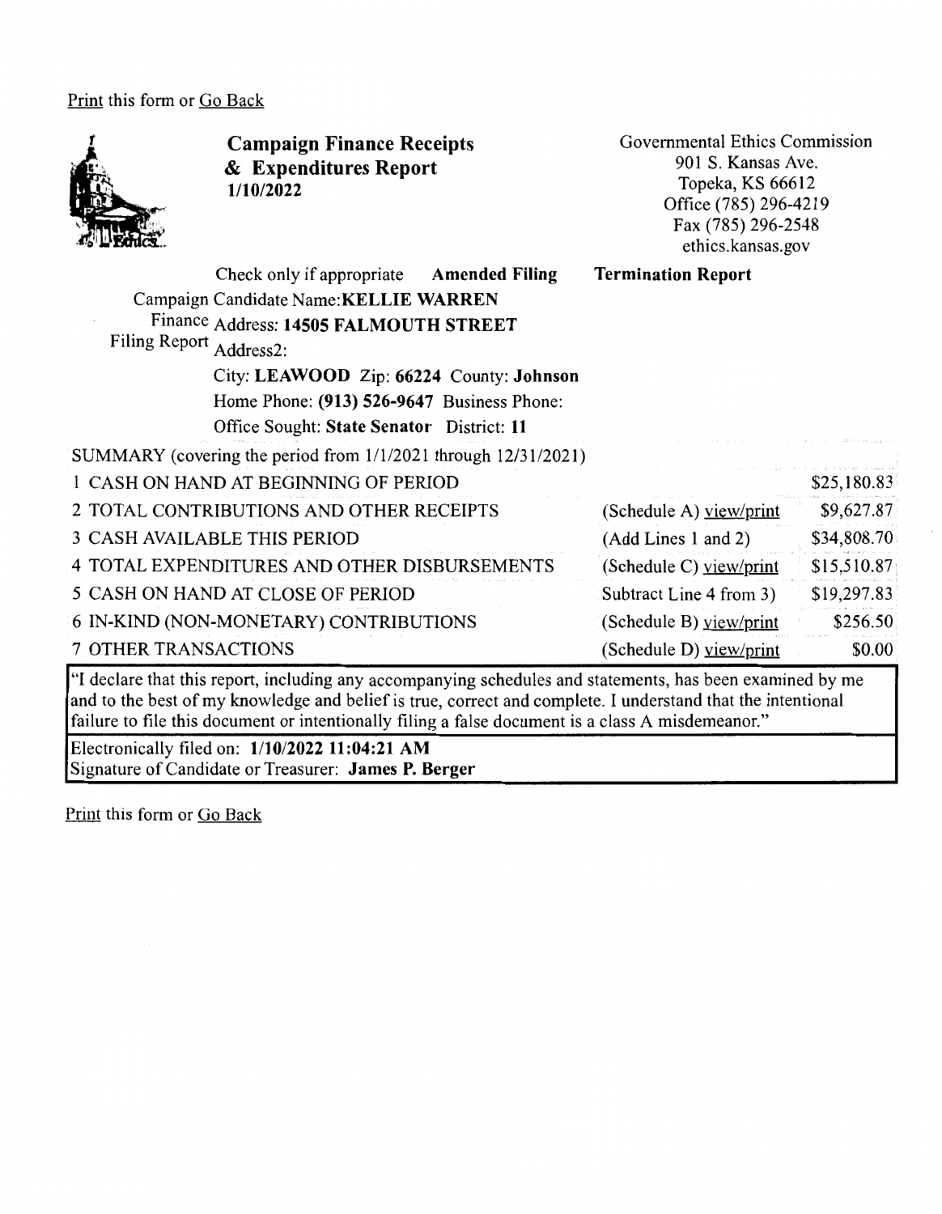Print this form or Go Back

# Campaign Finance Receipts & Expenditures Report
**1/10/2022**

Governmental Ethics Commission
901 S. Kansas Ave.
Topeka, KS 66612
Office (785) 296-4219
Fax (785) 296-2548
ethics.kansas.gov

Check only if appropriate **Amended Filing** **Termination Report**

Campaign Finance Filing Report

Candidate Name: **KELLIE WARREN**
Address: **14505 FALMOUTH STREET**
Address2:
City: **LEAWOOD** Zip: **66224** County: **Johnson**
Home Phone: **(913) 526-9647** Business Phone:
Office Sought: **State Senator** District: **11**

SUMMARY (covering the period from 1/1/2021 through 12/31/2021)

| | | |
|---|---|---|
| 1 CASH ON HAND AT BEGINNING OF PERIOD | | $25,180.83 |
| 2 TOTAL CONTRIBUTIONS AND OTHER RECEIPTS | (Schedule A) view/print | $9,627.87 |
| 3 CASH AVAILABLE THIS PERIOD | (Add Lines 1 and 2) | $34,808.70 |
| 4 TOTAL EXPENDITURES AND OTHER DISBURSEMENTS | (Schedule C) view/print | $15,510.87 |
| 5 CASH ON HAND AT CLOSE OF PERIOD | Subtract Line 4 from 3) | $19,297.83 |
| 6 IN-KIND (NON-MONETARY) CONTRIBUTIONS | (Schedule B) view/print | $256.50 |
| 7 OTHER TRANSACTIONS | (Schedule D) view/print | $0.00 |

"I declare that this report, including any accompanying schedules and statements, has been examined by me and to the best of my knowledge and belief is true, correct and complete. I understand that the intentional failure to file this document or intentionally filing a false document is a class A misdemeanor."

Electronically filed on: **1/10/2022 11:04:21 AM**
Signature of Candidate or Treasurer: **James P. Berger**

Print this form or Go Back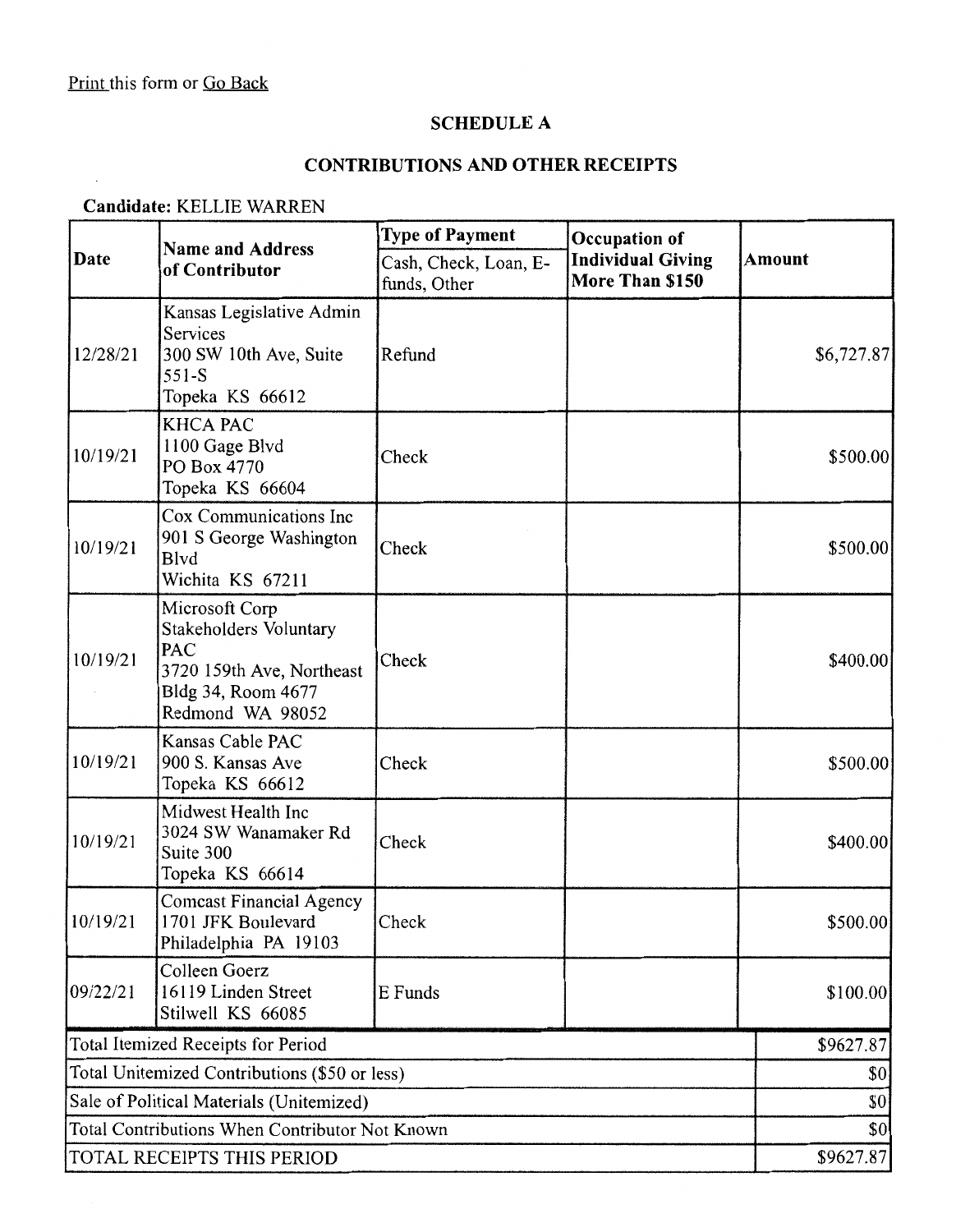Print this form or Go Back

## SCHEDULE A

## CONTRIBUTIONS AND OTHER RECEIPTS

**Candidate:** KELLIE WARREN

| Date | Name and Address of Contributor | Type of Payment<br>Cash, Check, Loan, E-funds, Other | Occupation of Individual Giving More Than $150 | Amount |
|---|---|---|---|---|
| 12/28/21 | Kansas Legislative Admin Services<br>300 SW 10th Ave, Suite 551-S<br>Topeka KS 66612 | Refund | | $6,727.87 |
| 10/19/21 | KHCA PAC<br>1100 Gage Blvd<br>PO Box 4770<br>Topeka KS 66604 | Check | | $500.00 |
| 10/19/21 | Cox Communications Inc<br>901 S George Washington Blvd<br>Wichita KS 67211 | Check | | $500.00 |
| 10/19/21 | Microsoft Corp Stakeholders Voluntary PAC<br>3720 159th Ave, Northeast<br>Bldg 34, Room 4677<br>Redmond WA 98052 | Check | | $400.00 |
| 10/19/21 | Kansas Cable PAC<br>900 S. Kansas Ave<br>Topeka KS 66612 | Check | | $500.00 |
| 10/19/21 | Midwest Health Inc<br>3024 SW Wanamaker Rd<br>Suite 300<br>Topeka KS 66614 | Check | | $400.00 |
| 10/19/21 | Comcast Financial Agency<br>1701 JFK Boulevard<br>Philadelphia PA 19103 | Check | | $500.00 |
| 09/22/21 | Colleen Goerz<br>16119 Linden Street<br>Stilwell KS 66085 | E Funds | | $100.00 |
| Total Itemized Receipts for Period | | | | $9627.87 |
| Total Unitemized Contributions ($50 or less) | | | | $0 |
| Sale of Political Materials (Unitemized) | | | | $0 |
| Total Contributions When Contributor Not Known | | | | $0 |
| TOTAL RECEIPTS THIS PERIOD | | | | $9627.87 |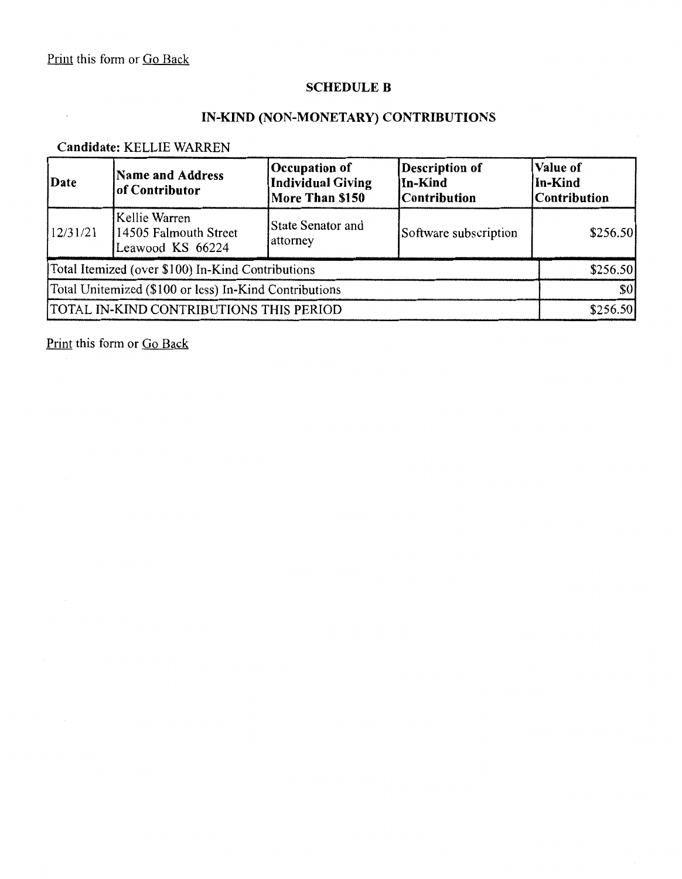Print this form or Go Back

## SCHEDULE B

## IN-KIND (NON-MONETARY) CONTRIBUTIONS

**Candidate:** KELLIE WARREN

| Date | Name and Address of Contributor | Occupation of Individual Giving More Than $150 | Description of In-Kind Contribution | Value of In-Kind Contribution |
|---|---|---|---|---|
| 12/31/21 | Kellie Warren 14505 Falmouth Street Leawood KS 66224 | State Senator and attorney | Software subscription | $256.50 |
| Total Itemized (over $100) In-Kind Contributions | | | | $256.50 |
| Total Unitemized ($100 or less) In-Kind Contributions | | | | $0 |
| TOTAL IN-KIND CONTRIBUTIONS THIS PERIOD | | | | $256.50 |

Print this form or Go Back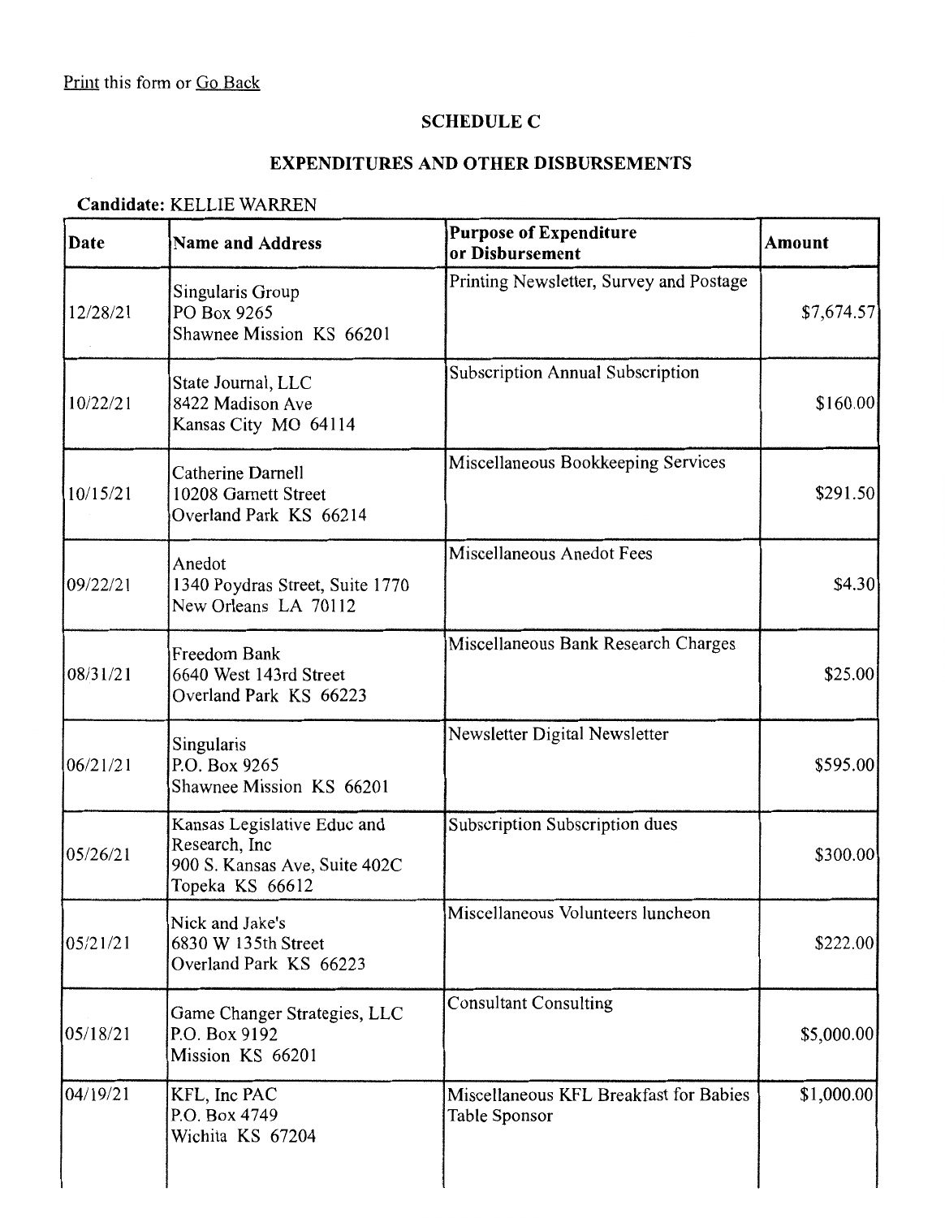Print this form or Go Back

## SCHEDULE C

## EXPENDITURES AND OTHER DISBURSEMENTS

**Candidate:** KELLIE WARREN

| Date | Name and Address | Purpose of Expenditure or Disbursement | Amount |
|---|---|---|---|
| 12/28/21 | Singularis Group<br>PO Box 9265<br>Shawnee Mission KS 66201 | Printing Newsletter, Survey and Postage | $7,674.57 |
| 10/22/21 | State Journal, LLC<br>8422 Madison Ave<br>Kansas City MO 64114 | Subscription Annual Subscription | $160.00 |
| 10/15/21 | Catherine Darnell<br>10208 Garnett Street<br>Overland Park KS 66214 | Miscellaneous Bookkeeping Services | $291.50 |
| 09/22/21 | Anedot<br>1340 Poydras Street, Suite 1770<br>New Orleans LA 70112 | Miscellaneous Anedot Fees | $4.30 |
| 08/31/21 | Freedom Bank<br>6640 West 143rd Street<br>Overland Park KS 66223 | Miscellaneous Bank Research Charges | $25.00 |
| 06/21/21 | Singularis<br>P.O. Box 9265<br>Shawnee Mission KS 66201 | Newsletter Digital Newsletter | $595.00 |
| 05/26/21 | Kansas Legislative Educ and Research, Inc<br>900 S. Kansas Ave, Suite 402C<br>Topeka KS 66612 | Subscription Subscription dues | $300.00 |
| 05/21/21 | Nick and Jake's<br>6830 W 135th Street<br>Overland Park KS 66223 | Miscellaneous Volunteers luncheon | $222.00 |
| 05/18/21 | Game Changer Strategies, LLC<br>P.O. Box 9192<br>Mission KS 66201 | Consultant Consulting | $5,000.00 |
| 04/19/21 | KFL, Inc PAC<br>P.O. Box 4749<br>Wichita KS 67204 | Miscellaneous KFL Breakfast for Babies Table Sponsor | $1,000.00 |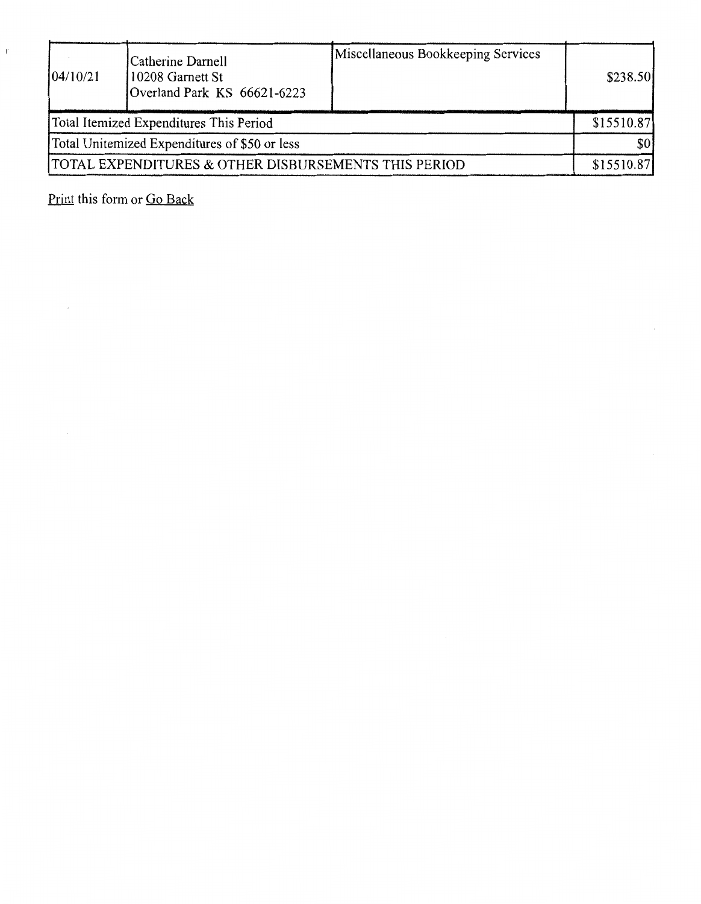| | | | |
|---|---|---|---|
| 04/10/21 | Catherine Darnell<br>10208 Garnett St<br>Overland Park KS 66621-6223 | Miscellaneous Bookkeeping Services | $238.50 |
| Total Itemized Expenditures This Period | | | $15510.87 |
| Total Unitemized Expenditures of $50 or less | | | $0 |
| TOTAL EXPENDITURES & OTHER DISBURSEMENTS THIS PERIOD | | | $15510.87 |

Print this form or Go Back